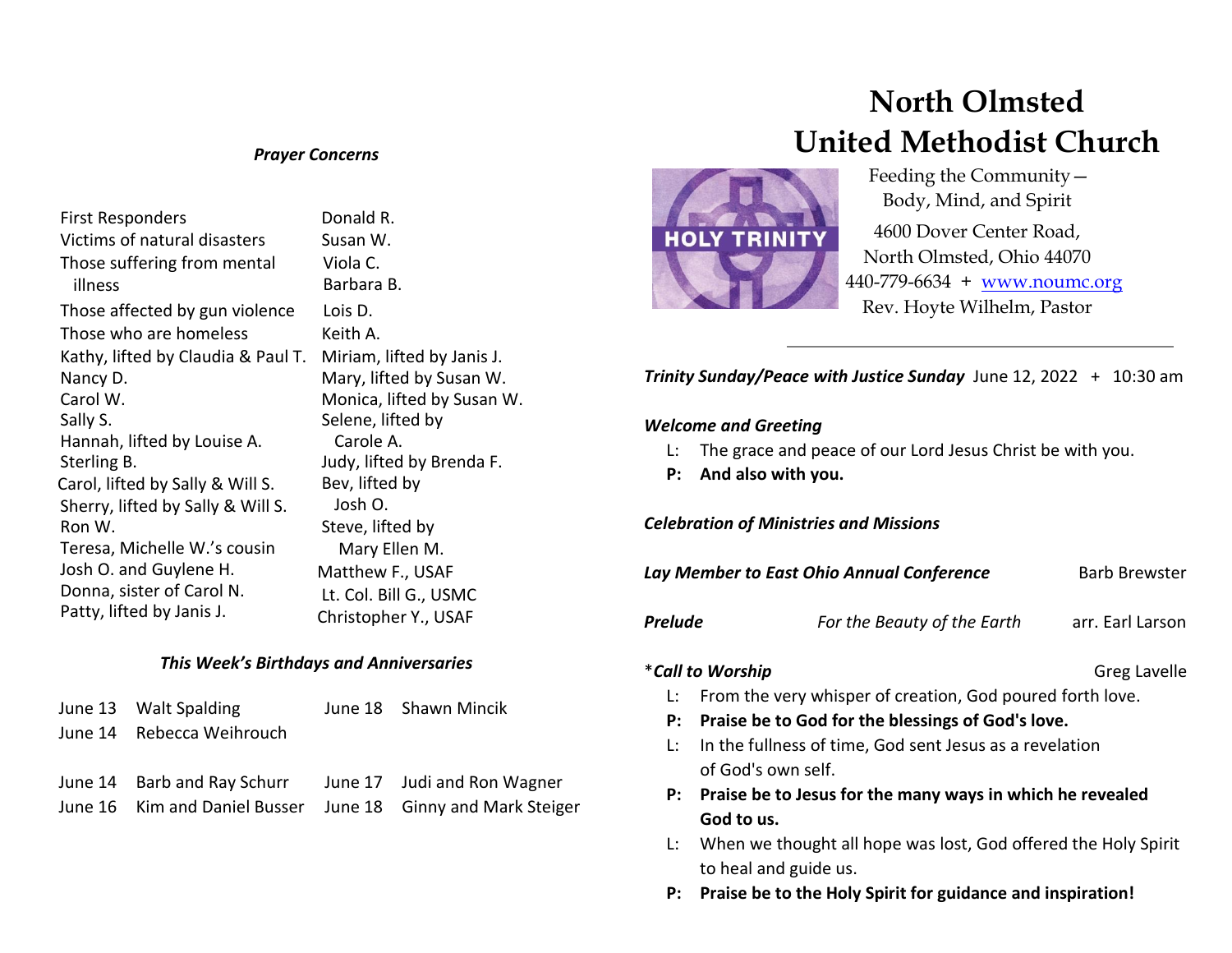### *Prayer Concerns*

First Responders
Victims of natural disasters
Those suffering from mental illness
Those affected by gun violence
Those who are homeless
Kathy, lifted by Claudia & Paul T.
Nancy D.
Carol W.
Sally S.
Hannah, lifted by Louise A.
Sterling B.
Carol, lifted by Sally & Will S.
Sherry, lifted by Sally & Will S.
Ron W.
Teresa, Michelle W.'s cousin
Josh O. and Guylene H.
Donna, sister of Carol N.
Patty, lifted by Janis J.
Donald R.
Susan W.
Viola C.
Barbara B.
Lois D.
Keith A.
Miriam, lifted by Janis J.
Mary, lifted by Susan W.
Monica, lifted by Susan W.
Selene, lifted by Carole A.
Judy, lifted by Brenda F.
Bev, lifted by Josh O.
Steve, lifted by Mary Ellen M.
Matthew F., USAF
Lt. Col. Bill G., USMC
Christopher Y., USAF

### *This Week's Birthdays and Anniversaries*

June 13 Walt Spalding
June 14 Rebecca Weihrouch
June 18 Shawn Mincik

June 14 Barb and Ray Schurr
June 16 Kim and Daniel Busser
June 17 Judi and Ron Wagner
June 18 Ginny and Mark Steiger

# North Olmsted United Methodist Church

HOLY TRINITY

Feeding the Community— Body, Mind, and Spirit
4600 Dover Center Road,
North Olmsted, Ohio 44070
440-779-6634 + www.noumc.org
Rev. Hoyte Wilhelm, Pastor

---

***Trinity Sunday/Peace with Justice Sunday*** June 12, 2022 + 10:30 am

***Welcome and Greeting***

L: The grace and peace of our Lord Jesus Christ be with you.
**P: And also with you.**

***Celebration of Ministries and Missions***

***Lay Member to East Ohio Annual Conference*** Barb Brewster

***Prelude*** *For the Beauty of the Earth* arr. Earl Larson

*****Call to Worship*** Greg Lavelle

L: From the very whisper of creation, God poured forth love.
**P: Praise be to God for the blessings of God's love.**
L: In the fullness of time, God sent Jesus as a revelation of God's own self.
**P: Praise be to Jesus for the many ways in which he revealed God to us.**
L: When we thought all hope was lost, God offered the Holy Spirit to heal and guide us.
**P: Praise be to the Holy Spirit for guidance and inspiration!**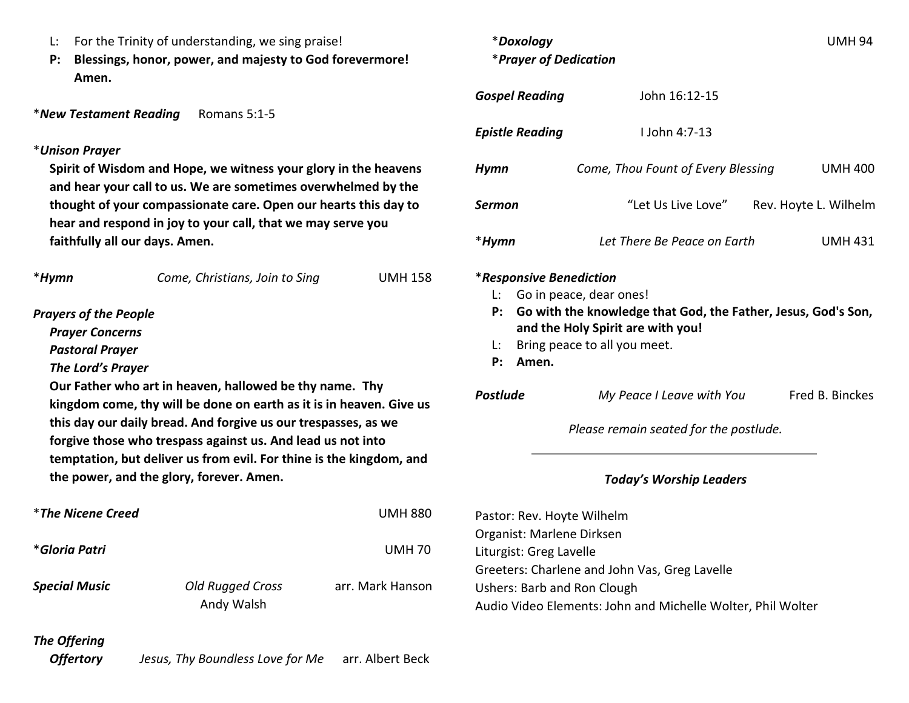L: For the Trinity of understanding, we sing praise!

**P: Blessings, honor, power, and majesty to God forevermore! Amen.**

\****New Testament Reading*** Romans 5:1-5

\****Unison Prayer***

**Spirit of Wisdom and Hope, we witness your glory in the heavens and hear your call to us. We are sometimes overwhelmed by the thought of your compassionate care. Open our hearts this day to hear and respond in joy to your call, that we may serve you faithfully all our days. Amen.**

\****Hymn*** *Come, Christians, Join to Sing* UMH 158

***Prayers of the People***

***Prayer Concerns***

***Pastoral Prayer***

***The Lord's Prayer***

**Our Father who art in heaven, hallowed be thy name. Thy kingdom come, thy will be done on earth as it is in heaven. Give us this day our daily bread. And forgive us our trespasses, as we forgive those who trespass against us. And lead us not into temptation, but deliver us from evil. For thine is the kingdom, and the power, and the glory, forever. Amen.**

\****The Nicene Creed*** UMH 880

\****Gloria Patri*** UMH 70

***Special Music*** *Old Rugged Cross* arr. Mark Hanson
Andy Walsh

***The Offering***

***Offertory*** *Jesus, Thy Boundless Love for Me* arr. Albert Beck

\****Doxology*** UMH 94

\****Prayer of Dedication***

***Gospel Reading*** John 16:12-15

***Epistle Reading*** I John 4:7-13

***Hymn*** *Come, Thou Fount of Every Blessing* UMH 400

***Sermon*** "Let Us Live Love" Rev. Hoyte L. Wilhelm

\****Hymn*** *Let There Be Peace on Earth* UMH 431

\****Responsive Benediction***

L: Go in peace, dear ones!

**P: Go with the knowledge that God, the Father, Jesus, God's Son, and the Holy Spirit are with you!**

L: Bring peace to all you meet.

**P: Amen.**

***Postlude*** *My Peace I Leave with You* Fred B. Binckes

*Please remain seated for the postlude.*

---

***Today's Worship Leaders***

Pastor: Rev. Hoyte Wilhelm
Organist: Marlene Dirksen
Liturgist: Greg Lavelle
Greeters: Charlene and John Vas, Greg Lavelle
Ushers: Barb and Ron Clough
Audio Video Elements: John and Michelle Wolter, Phil Wolter